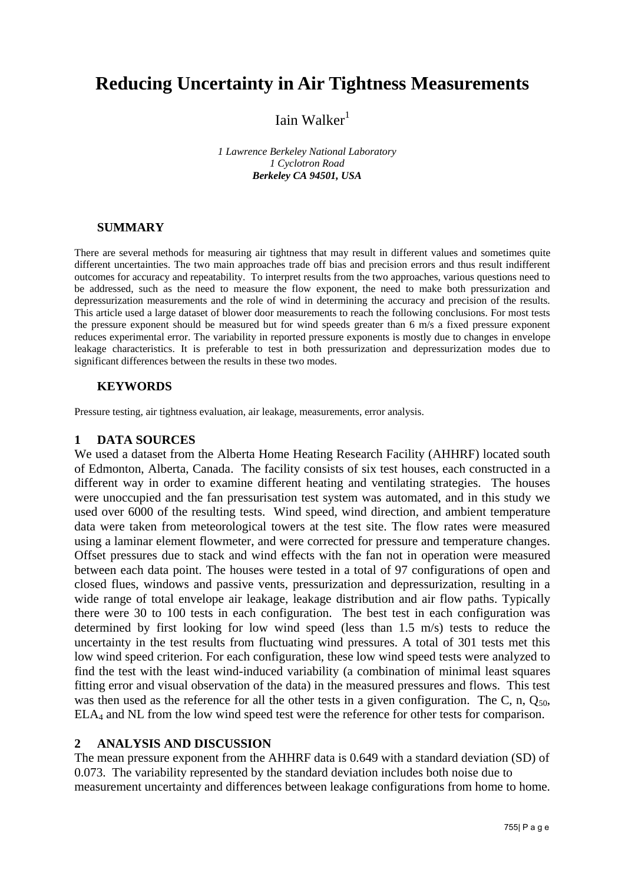# Reducing Uncertainty in Air Tightness Measurements

Iain Walker[1]

*1 Lawrence Berkeley National Laboratory*
*1 Cyclotron Road*
***Berkeley CA 94501, USA***

## SUMMARY

There are several methods for measuring air tightness that may result in different values and sometimes quite different uncertainties. The two main approaches trade off bias and precision errors and thus result indifferent outcomes for accuracy and repeatability. To interpret results from the two approaches, various questions need to be addressed, such as the need to measure the flow exponent, the need to make both pressurization and depressurization measurements and the role of wind in determining the accuracy and precision of the results. This article used a large dataset of blower door measurements to reach the following conclusions. For most tests the pressure exponent should be measured but for wind speeds greater than 6 m/s a fixed pressure exponent reduces experimental error. The variability in reported pressure exponents is mostly due to changes in envelope leakage characteristics. It is preferable to test in both pressurization and depressurization modes due to significant differences between the results in these two modes.

## KEYWORDS

Pressure testing, air tightness evaluation, air leakage, measurements, error analysis.

## 1 DATA SOURCES

We used a dataset from the Alberta Home Heating Research Facility (AHHRF) located south of Edmonton, Alberta, Canada. The facility consists of six test houses, each constructed in a different way in order to examine different heating and ventilating strategies. The houses were unoccupied and the fan pressurisation test system was automated, and in this study we used over 6000 of the resulting tests. Wind speed, wind direction, and ambient temperature data were taken from meteorological towers at the test site. The flow rates were measured using a laminar element flowmeter, and were corrected for pressure and temperature changes. Offset pressures due to stack and wind effects with the fan not in operation were measured between each data point. The houses were tested in a total of 97 configurations of open and closed flues, windows and passive vents, pressurization and depressurization, resulting in a wide range of total envelope air leakage, leakage distribution and air flow paths. Typically there were 30 to 100 tests in each configuration. The best test in each configuration was determined by first looking for low wind speed (less than 1.5 m/s) tests to reduce the uncertainty in the test results from fluctuating wind pressures. A total of 301 tests met this low wind speed criterion. For each configuration, these low wind speed tests were analyzed to find the test with the least wind-induced variability (a combination of minimal least squares fitting error and visual observation of the data) in the measured pressures and flows. This test was then used as the reference for all the other tests in a given configuration. The C, n, $Q_{50}$, $ELA_4$ and NL from the low wind speed test were the reference for other tests for comparison.

## 2 ANALYSIS AND DISCUSSION

The mean pressure exponent from the AHHRF data is 0.649 with a standard deviation (SD) of 0.073. The variability represented by the standard deviation includes both noise due to measurement uncertainty and differences between leakage configurations from home to home.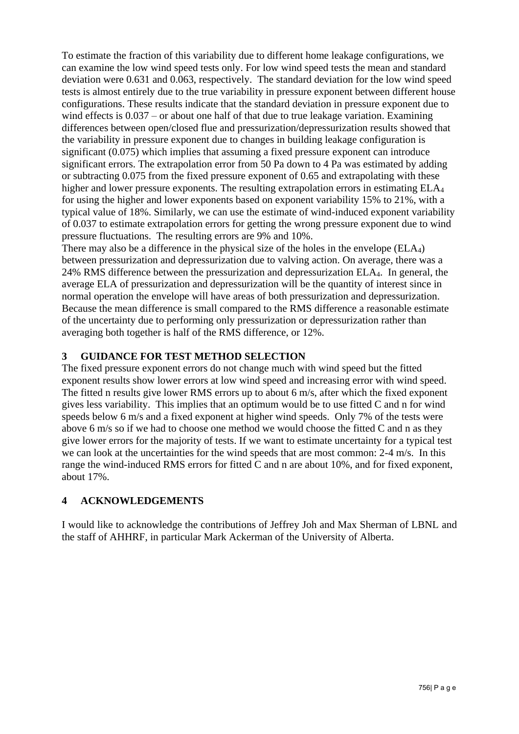To estimate the fraction of this variability due to different home leakage configurations, we can examine the low wind speed tests only. For low wind speed tests the mean and standard deviation were 0.631 and 0.063, respectively. The standard deviation for the low wind speed tests is almost entirely due to the true variability in pressure exponent between different house configurations. These results indicate that the standard deviation in pressure exponent due to wind effects is 0.037 – or about one half of that due to true leakage variation. Examining differences between open/closed flue and pressurization/depressurization results showed that the variability in pressure exponent due to changes in building leakage configuration is significant (0.075) which implies that assuming a fixed pressure exponent can introduce significant errors. The extrapolation error from 50 Pa down to 4 Pa was estimated by adding or subtracting 0.075 from the fixed pressure exponent of 0.65 and extrapolating with these higher and lower pressure exponents. The resulting extrapolation errors in estimating $ELA_4$ for using the higher and lower exponents based on exponent variability 15% to 21%, with a typical value of 18%. Similarly, we can use the estimate of wind-induced exponent variability of 0.037 to estimate extrapolation errors for getting the wrong pressure exponent due to wind pressure fluctuations. The resulting errors are 9% and 10%.

There may also be a difference in the physical size of the holes in the envelope ($ELA_4$) between pressurization and depressurization due to valving action. On average, there was a 24% RMS difference between the pressurization and depressurization $ELA_4$. In general, the average ELA of pressurization and depressurization will be the quantity of interest since in normal operation the envelope will have areas of both pressurization and depressurization. Because the mean difference is small compared to the RMS difference a reasonable estimate of the uncertainty due to performing only pressurization or depressurization rather than averaging both together is half of the RMS difference, or 12%.

## 3 GUIDANCE FOR TEST METHOD SELECTION

The fixed pressure exponent errors do not change much with wind speed but the fitted exponent results show lower errors at low wind speed and increasing error with wind speed. The fitted n results give lower RMS errors up to about 6 m/s, after which the fixed exponent gives less variability. This implies that an optimum would be to use fitted C and n for wind speeds below 6 m/s and a fixed exponent at higher wind speeds. Only 7% of the tests were above 6 m/s so if we had to choose one method we would choose the fitted C and n as they give lower errors for the majority of tests. If we want to estimate uncertainty for a typical test we can look at the uncertainties for the wind speeds that are most common: 2-4 m/s. In this range the wind-induced RMS errors for fitted C and n are about 10%, and for fixed exponent, about 17%.

## 4 ACKNOWLEDGEMENTS

I would like to acknowledge the contributions of Jeffrey Joh and Max Sherman of LBNL and the staff of AHHRF, in particular Mark Ackerman of the University of Alberta.